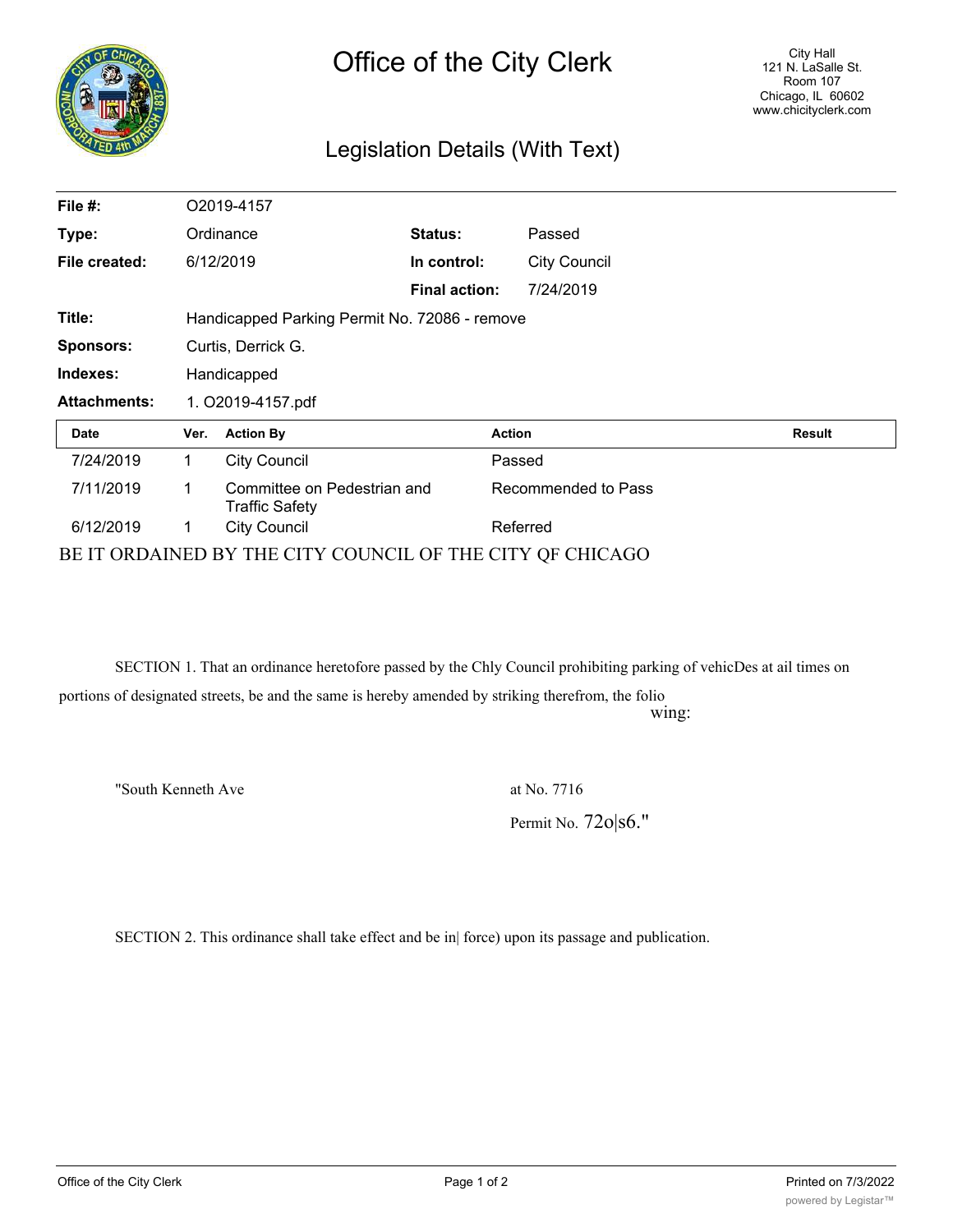# Office of the City Clerk

City Hall
121 N. LaSalle St.
Room 107
Chicago, IL 60602
www.chicityclerk.com

## Legislation Details (With Text)

| | | | |
|---|---|---|---|
| **File #:** | O2019-4157 | | |
| **Type:** | Ordinance | **Status:** | Passed |
| **File created:** | 6/12/2019 | **In control:** | City Council |
| | | **Final action:** | 7/24/2019 |
| **Title:** | Handicapped Parking Permit No. 72086 - remove | | |
| **Sponsors:** | Curtis, Derrick G. | | |
| **Indexes:** | Handicapped | | |
| **Attachments:** | 1. O2019-4157.pdf | | |

| Date | Ver. | Action By | Action | Result |
|---|---|---|---|---|
| 7/24/2019 | 1 | City Council | Passed | |
| 7/11/2019 | 1 | Committee on Pedestrian and Traffic Safety | Recommended to Pass | |
| 6/12/2019 | 1 | City Council | Referred | |

BE IT ORDAINED BY THE CITY COUNCIL OF THE CITY QF CHICAGO

SECTION 1. That an ordinance heretofore passed by the Chly Council prohibiting parking of vehicDes at ail times on portions of designated streets, be and the same is hereby amended by striking therefrom, the folio wing:

"South Kenneth Ave at No. 7716

Permit No. 72o|s6."

SECTION 2. This ordinance shall take effect and be in| force) upon its passage and publication.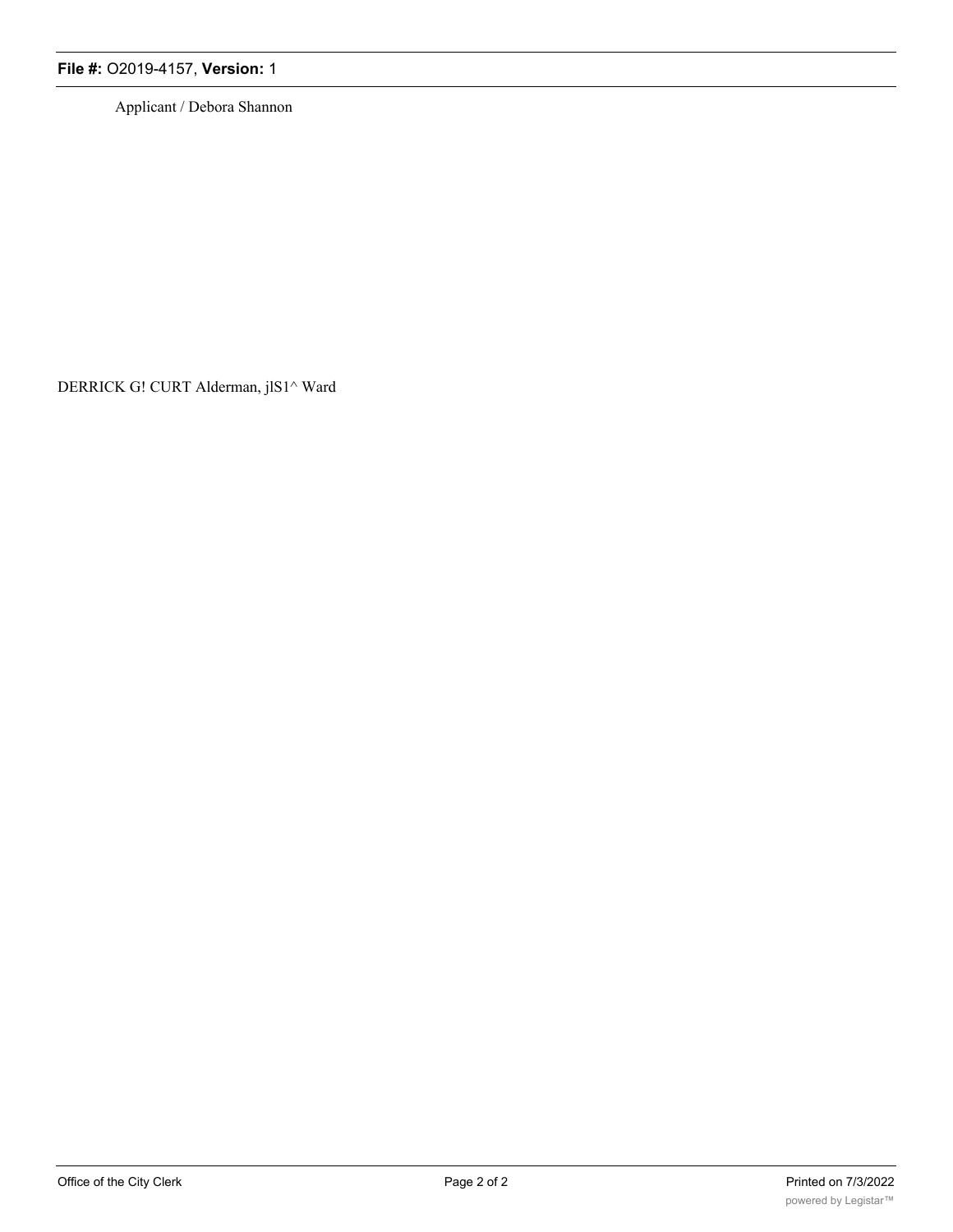Applicant / Debora Shannon

DERRICK G! CURT Alderman, jlS1^ Ward